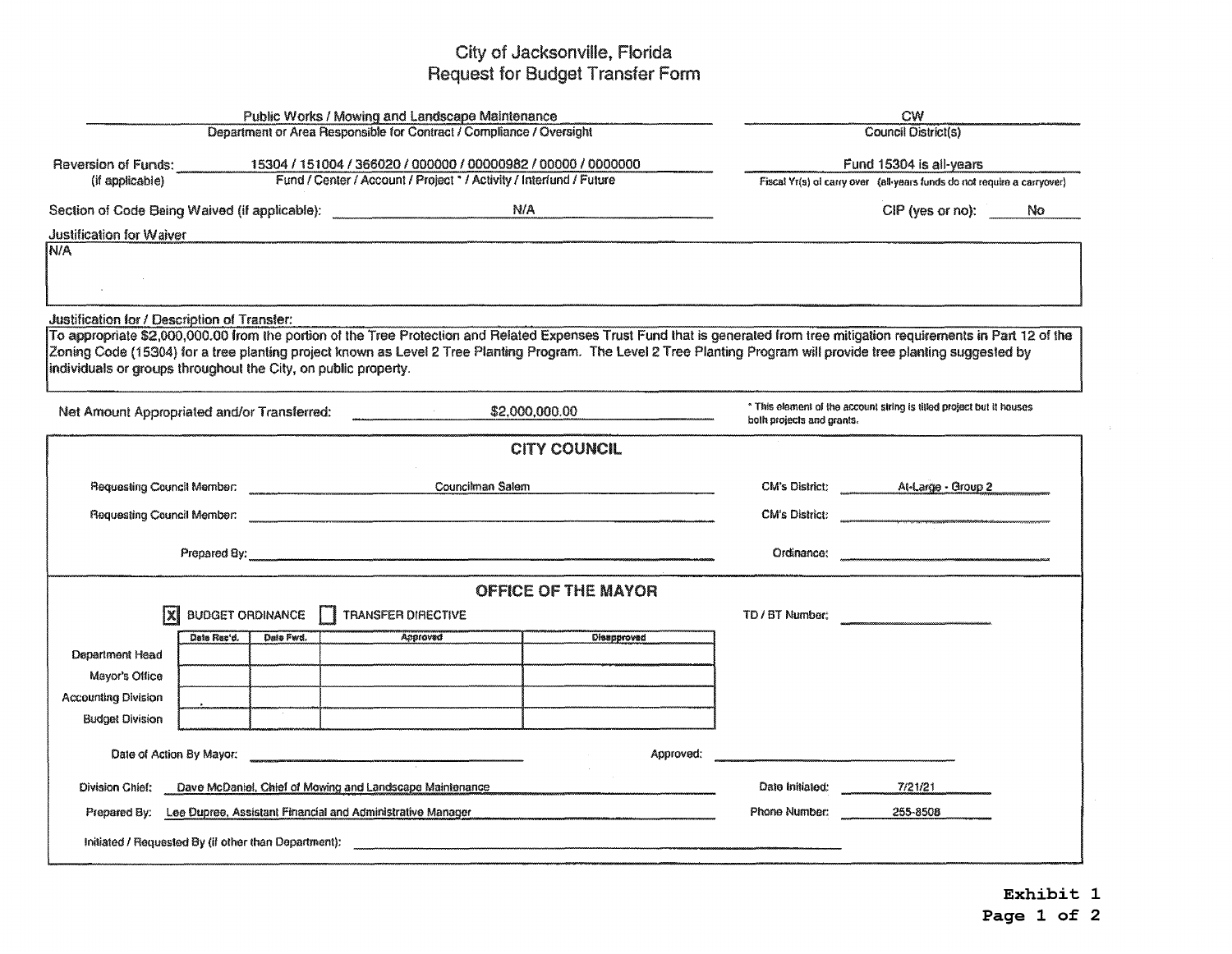# City of Jacksonville, Florida
## Request for Budget Transfer Form

**Department or Area Responsible for Contract / Compliance / Oversight:** Public Works / Mowing and Landscape Maintenance

**Council District(s):** CW

**Reversion of Funds:** (if applicable) 15304 / 151004 / 366020 / 000000 / 00000982 / 00000 / 0000000
Fund / Center / Account / Project * / Activity / Interfund / Future

**Fiscal Yr(s) of carry over** (all-years funds do not require a carryover): Fund 15304 is all-years

**Section of Code Being Waived (if applicable):** N/A

**CIP (yes or no):** No

**Justification for Waiver**

N/A

**Justification for / Description of Transfer:**

To appropriate $2,000,000.00 from the portion of the Tree Protection and Related Expenses Trust Fund that is generated from tree mitigation requirements in Part 12 of the Zoning Code (15304) for a tree planting project known as Level 2 Tree Planting Program. The Level 2 Tree Planting Program will provide tree planting suggested by individuals or groups throughout the City, on public property.

**Net Amount Appropriated and/or Transferred:** $2,000,000.00

\* This element of the account string is titled project but it houses both projects and grants.

## CITY COUNCIL

Requesting Council Member: Councilman Salem — CM's District: At-Large - Group 2

Requesting Council Member: — CM's District:

Prepared By: — Ordinance:

## OFFICE OF THE MAYOR

[X] BUDGET ORDINANCE [ ] TRANSFER DIRECTIVE

TD / BT Number:

| | Date Rec'd. | Date Fwd. | Approved | Disapproved |
|---|---|---|---|---|
| Department Head | | | | |
| Mayor's Office | | | | |
| Accounting Division | | | | |
| Budget Division | | | | |

Date of Action By Mayor: — Approved:

Division Chief: Dave McDaniel, Chief of Mowing and Landscape Maintenance — Date Initiated: 7/21/21

Prepared By: Lee Dupree, Assistant Financial and Administrative Manager — Phone Number: 255-8508

Initiated / Requested By (if other than Department):

**Exhibit 1**
**Page 1 of 2**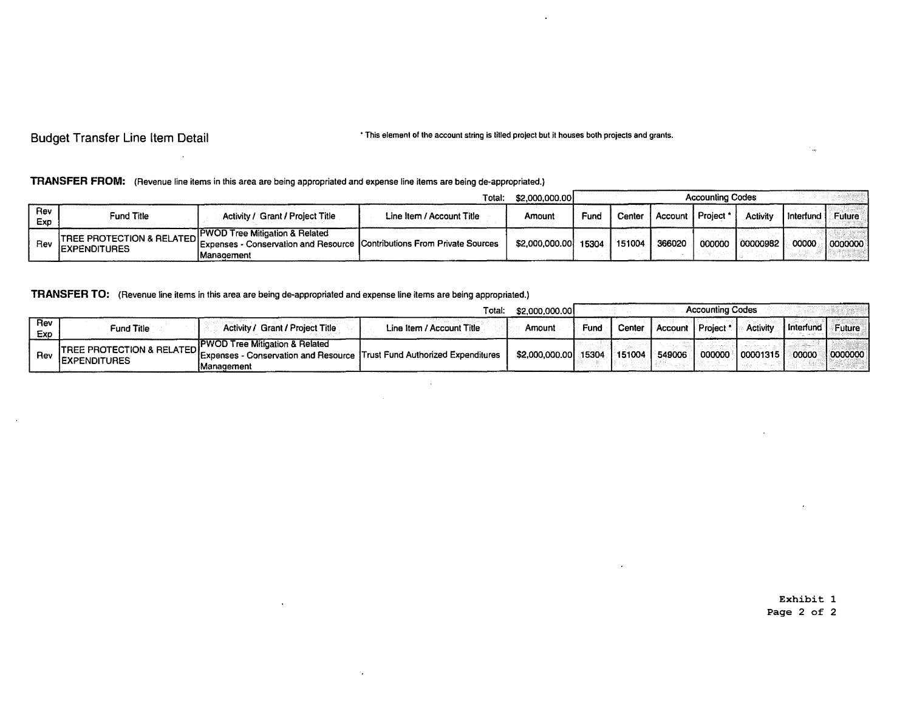Budget Transfer Line Item Detail

\* This element of the account string is titled project but it houses both projects and grants.

**TRANSFER FROM:** (Revenue line items in this area are being appropriated and expense line items are being de-appropriated.)

| | | | Total: | $2,000,000.00 | Accounting Codes | | | | | | |
|---|---|---|---|---|---|---|---|---|---|---|---|
| Rev Exp | Fund Title | Activity / Grant / Project Title | Line Item / Account Title | Amount | Fund | Center | Account | Project * | Activity | Interfund | Future |
| Rev | TREE PROTECTION & RELATED EXPENDITURES | PWOD Tree Mitigation & Related Expenses - Conservation and Resource Management | Contributions From Private Sources | $2,000,000.00 | 15304 | 151004 | 366020 | 000000 | 00000982 | 00000 | 0000000 |

**TRANSFER TO:** (Revenue line items in this area are being de-appropriated and expense line items are being appropriated.)

| | | | Total: | $2,000,000.00 | Accounting Codes | | | | | | |
|---|---|---|---|---|---|---|---|---|---|---|---|
| Rev Exp | Fund Title | Activity / Grant / Project Title | Line Item / Account Title | Amount | Fund | Center | Account | Project * | Activity | Interfund | Future |
| Rev | TREE PROTECTION & RELATED EXPENDITURES | PWOD Tree Mitigation & Related Expenses - Conservation and Resource Management | Trust Fund Authorized Expenditures | $2,000,000.00 | 15304 | 151004 | 549006 | 000000 | 00001315 | 00000 | 0000000 |

Exhibit 1
Page 2 of 2